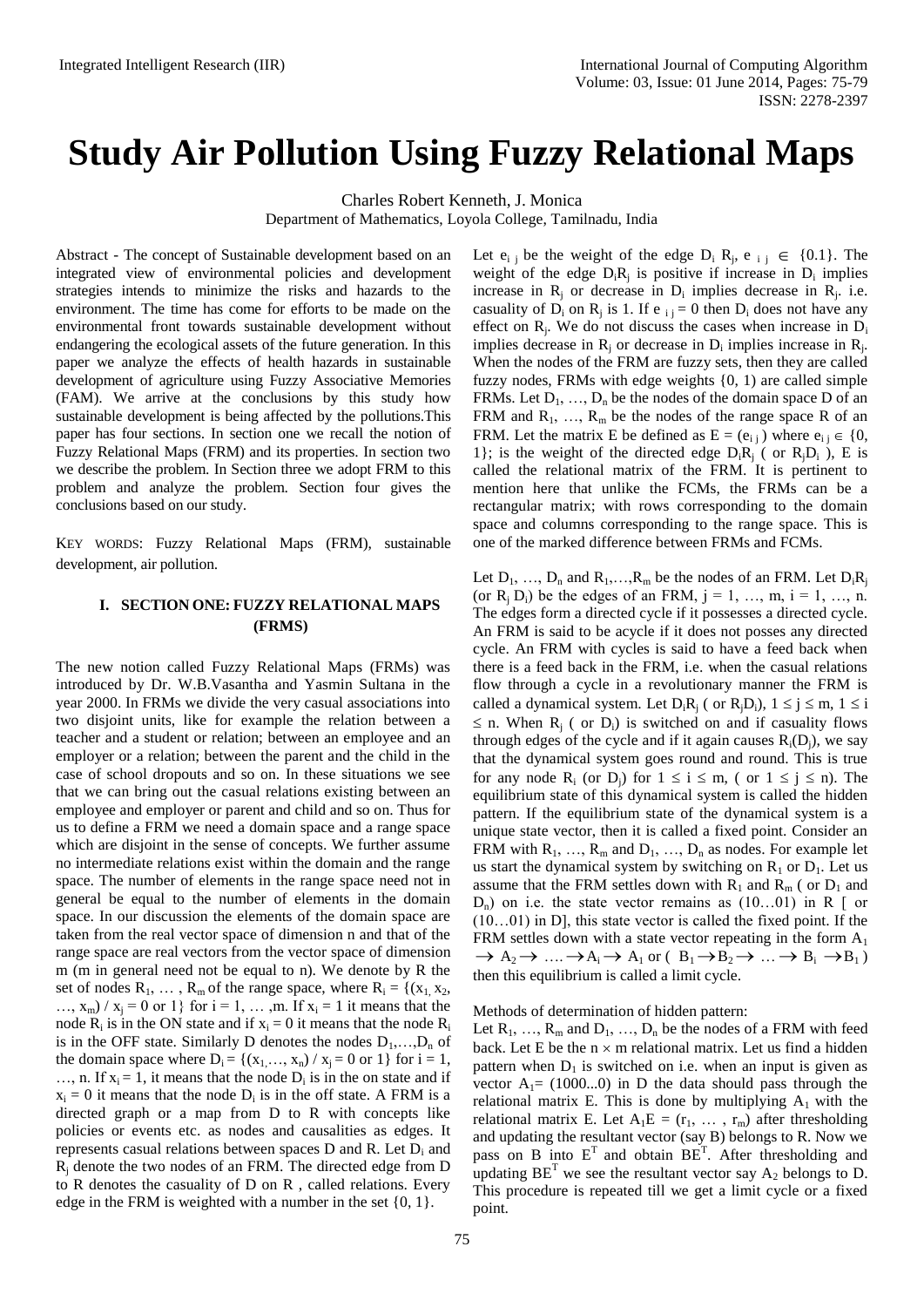# Study Air Pollution Using Fuzzy Relational Maps

Charles Robert Kenneth, J. Monica

Department of Mathematics, Loyola College, Tamilnadu, India

Abstract - The concept of Sustainable development based on an integrated view of environmental policies and development strategies intends to minimize the risks and hazards to the environment. The time has come for efforts to be made on the environmental front towards sustainable development without endangering the ecological assets of the future generation. In this paper we analyze the effects of health hazards in sustainable development of agriculture using Fuzzy Associative Memories (FAM). We arrive at the conclusions by this study how sustainable development is being affected by the pollutions.This paper has four sections. In section one we recall the notion of Fuzzy Relational Maps (FRM) and its properties. In section two we describe the problem. In Section three we adopt FRM to this problem and analyze the problem. Section four gives the conclusions based on our study.

KEY WORDS: Fuzzy Relational Maps (FRM), sustainable development, air pollution.

## I. SECTION ONE: FUZZY RELATIONAL MAPS (FRMS)

The new notion called Fuzzy Relational Maps (FRMs) was introduced by Dr. W.B.Vasantha and Yasmin Sultana in the year 2000. In FRMs we divide the very casual associations into two disjoint units, like for example the relation between a teacher and a student or relation; between an employee and an employer or a relation; between the parent and the child in the case of school dropouts and so on. In these situations we see that we can bring out the casual relations existing between an employee and employer or parent and child and so on. Thus for us to define a FRM we need a domain space and a range space which are disjoint in the sense of concepts. We further assume no intermediate relations exist within the domain and the range space. The number of elements in the range space need not in general be equal to the number of elements in the domain space. In our discussion the elements of the domain space are taken from the real vector space of dimension n and that of the range space are real vectors from the vector space of dimension m (m in general need not be equal to n). We denote by R the set of nodes $R_1, \ldots, R_m$ of the range space, where $R_i = \{(x_1, x_2, \ldots, x_m) / x_j = 0 \text{ or } 1\}$ for $i = 1, \ldots, m$. If $x_i = 1$ it means that the node $R_i$ is in the ON state and if $x_i = 0$ it means that the node $R_i$ is in the OFF state. Similarly D denotes the nodes $D_1, \ldots, D_n$ of the domain space where $D_i = \{(x_1, \ldots, x_n) / x_j = 0 \text{ or } 1\}$ for $i = 1, \ldots, n$. If $x_i = 1$, it means that the node $D_i$ is in the on state and if $x_i = 0$ it means that the node $D_i$ is in the off state. A FRM is a directed graph or a map from D to R with concepts like policies or events etc. as nodes and causalities as edges. It represents casual relations between spaces D and R. Let $D_i$ and $R_j$ denote the two nodes of an FRM. The directed edge from D to R denotes the casuality of D on R , called relations. Every edge in the FRM is weighted with a number in the set {0, 1}.

Let $e_{ij}$ be the weight of the edge $D_i R_j$, $e_{ij} \in \{0.1\}$. The weight of the edge $D_iR_j$ is positive if increase in $D_i$ implies increase in $R_j$ or decrease in $D_i$ implies decrease in $R_j$. i.e. casuality of $D_i$ on $R_j$ is 1. If $e_{ij} = 0$ then $D_i$ does not have any effect on $R_j$. We do not discuss the cases when increase in $D_i$ implies decrease in $R_j$ or decrease in $D_i$ implies increase in $R_j$. When the nodes of the FRM are fuzzy sets, then they are called fuzzy nodes, FRMs with edge weights {0, 1) are called simple FRMs. Let $D_1, \ldots, D_n$ be the nodes of the domain space D of an FRM and $R_1, \ldots, R_m$ be the nodes of the range space R of an FRM. Let the matrix E be defined as $E = (e_{ij})$ where $e_{ij} \in \{0, 1\}$; is the weight of the directed edge $D_iR_j$ ( or $R_jD_i$ ), E is called the relational matrix of the FRM. It is pertinent to mention here that unlike the FCMs, the FRMs can be a rectangular matrix; with rows corresponding to the domain space and columns corresponding to the range space. This is one of the marked difference between FRMs and FCMs.

Let $D_1, \ldots, D_n$ and $R_1, \ldots, R_m$ be the nodes of an FRM. Let $D_iR_j$ (or $R_j D_i$) be the edges of an FRM, $j = 1, \ldots, m$, $i = 1, \ldots, n$. The edges form a directed cycle if it possesses a directed cycle. An FRM is said to be acycle if it does not posses any directed cycle. An FRM with cycles is said to have a feed back when there is a feed back in the FRM, i.e. when the casual relations flow through a cycle in a revolutionary manner the FRM is called a dynamical system. Let $D_iR_j$ ( or $R_jD_i$), $1 \leq j \leq m$, $1 \leq i \leq n$. When $R_j$ ( or $D_i$) is switched on and if casuality flows through edges of the cycle and if it again causes $R_i(D_j)$, we say that the dynamical system goes round and round. This is true for any node $R_i$ (or $D_j$) for $1 \leq i \leq m$, ( or $1 \leq j \leq n$). The equilibrium state of this dynamical system is called the hidden pattern. If the equilibrium state of the dynamical system is a unique state vector, then it is called a fixed point. Consider an FRM with $R_1, \ldots, R_m$ and $D_1, \ldots, D_n$ as nodes. For example let us start the dynamical system by switching on $R_1$ or $D_1$. Let us assume that the FRM settles down with $R_1$ and $R_m$ ( or $D_1$ and $D_n$) on i.e. the state vector remains as (10…01) in R [ or (10…01) in D], this state vector is called the fixed point. If the FRM settles down with a state vector repeating in the form $A_1 \to A_2 \to \ldots \to A_i \to A_1$ or ( $B_1 \to B_2 \to \ldots \to B_i \to B_1$ ) then this equilibrium is called a limit cycle.

Methods of determination of hidden pattern:

Let $R_1, \ldots, R_m$ and $D_1, \ldots, D_n$ be the nodes of a FRM with feed back. Let E be the $n \times m$ relational matrix. Let us find a hidden pattern when $D_1$ is switched on i.e. when an input is given as vector $A_1 = (1000...0)$ in D the data should pass through the relational matrix E. This is done by multiplying $A_1$ with the relational matrix E. Let $A_1E = (r_1, \ldots, r_m)$ after thresholding and updating the resultant vector (say B) belongs to R. Now we pass on B into $E^T$ and obtain $BE^T$. After thresholding and updating $BE^T$ we see the resultant vector say $A_2$ belongs to D. This procedure is repeated till we get a limit cycle or a fixed point.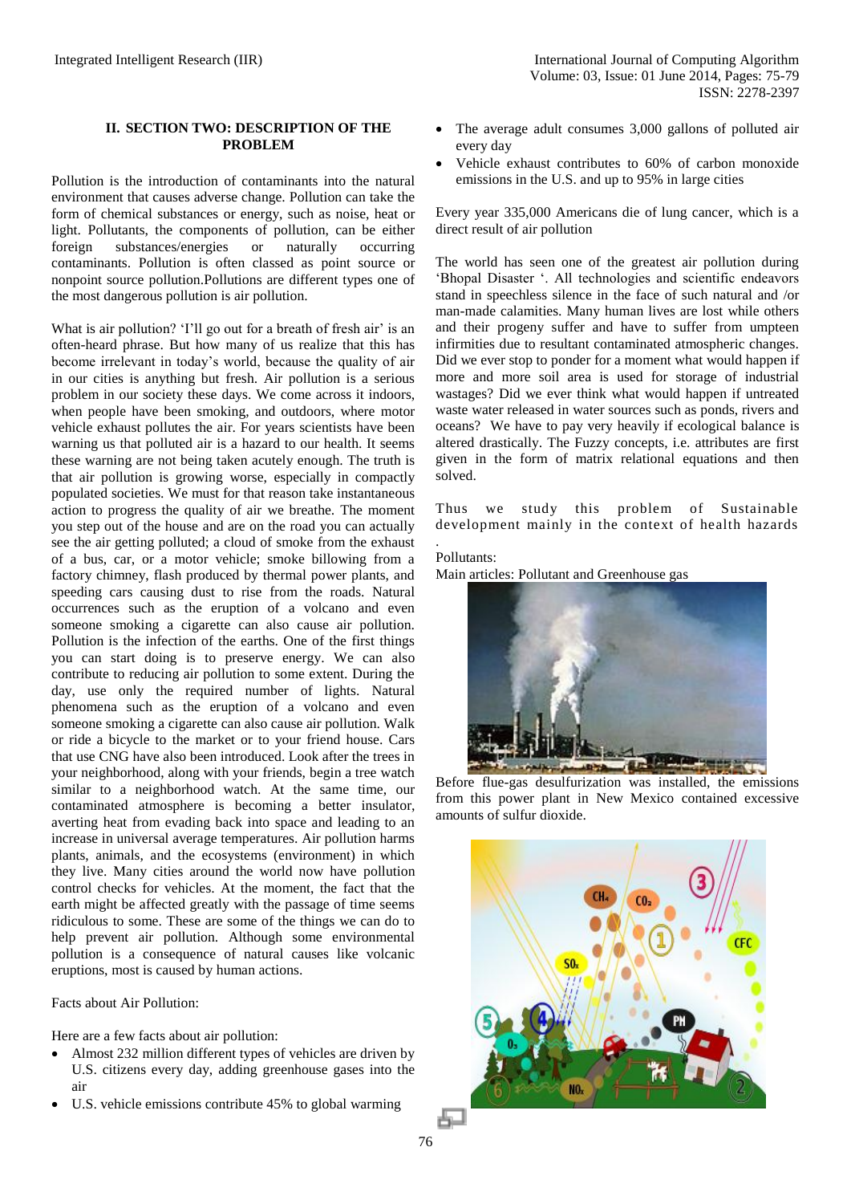## II. SECTION TWO: DESCRIPTION OF THE PROBLEM

Pollution is the introduction of contaminants into the natural environment that causes adverse change. Pollution can take the form of chemical substances or energy, such as noise, heat or light. Pollutants, the components of pollution, can be either foreign substances/energies or naturally occurring contaminants. Pollution is often classed as point source or nonpoint source pollution.Pollutions are different types one of the most dangerous pollution is air pollution.

What is air pollution? 'I'll go out for a breath of fresh air' is an often-heard phrase. But how many of us realize that this has become irrelevant in today's world, because the quality of air in our cities is anything but fresh. Air pollution is a serious problem in our society these days. We come across it indoors, when people have been smoking, and outdoors, where motor vehicle exhaust pollutes the air. For years scientists have been warning us that polluted air is a hazard to our health. It seems these warning are not being taken acutely enough. The truth is that air pollution is growing worse, especially in compactly populated societies. We must for that reason take instantaneous action to progress the quality of air we breathe. The moment you step out of the house and are on the road you can actually see the air getting polluted; a cloud of smoke from the exhaust of a bus, car, or a motor vehicle; smoke billowing from a factory chimney, flash produced by thermal power plants, and speeding cars causing dust to rise from the roads. Natural occurrences such as the eruption of a volcano and even someone smoking a cigarette can also cause air pollution. Pollution is the infection of the earths. One of the first things you can start doing is to preserve energy. We can also contribute to reducing air pollution to some extent. During the day, use only the required number of lights. Natural phenomena such as the eruption of a volcano and even someone smoking a cigarette can also cause air pollution. Walk or ride a bicycle to the market or to your friend house. Cars that use CNG have also been introduced. Look after the trees in your neighborhood, along with your friends, begin a tree watch similar to a neighborhood watch. At the same time, our contaminated atmosphere is becoming a better insulator, averting heat from evading back into space and leading to an increase in universal average temperatures. Air pollution harms plants, animals, and the ecosystems (environment) in which they live. Many cities around the world now have pollution control checks for vehicles. At the moment, the fact that the earth might be affected greatly with the passage of time seems ridiculous to some. These are some of the things we can do to help prevent air pollution. Although some environmental pollution is a consequence of natural causes like volcanic eruptions, most is caused by human actions.

Facts about Air Pollution:

Here are a few facts about air pollution:

- Almost 232 million different types of vehicles are driven by U.S. citizens every day, adding greenhouse gases into the air
- U.S. vehicle emissions contribute 45% to global warming
- The average adult consumes 3,000 gallons of polluted air every day
- Vehicle exhaust contributes to 60% of carbon monoxide emissions in the U.S. and up to 95% in large cities

Every year 335,000 Americans die of lung cancer, which is a direct result of air pollution

The world has seen one of the greatest air pollution during 'Bhopal Disaster '. All technologies and scientific endeavors stand in speechless silence in the face of such natural and /or man-made calamities. Many human lives are lost while others and their progeny suffer and have to suffer from umpteen infirmities due to resultant contaminated atmospheric changes. Did we ever stop to ponder for a moment what would happen if more and more soil area is used for storage of industrial wastages? Did we ever think what would happen if untreated waste water released in water sources such as ponds, rivers and oceans? We have to pay very heavily if ecological balance is altered drastically. The Fuzzy concepts, i.e. attributes are first given in the form of matrix relational equations and then solved.

Thus we study this problem of Sustainable development mainly in the context of health hazards

.

Pollutants:

Main articles: Pollutant and Greenhouse gas

Before flue-gas desulfurization was installed, the emissions from this power plant in New Mexico contained excessive amounts of sulfur dioxide.

CH₄ CO₂ SO₂ CFC O₃ PH NOₓ 1 2 3 4 5 6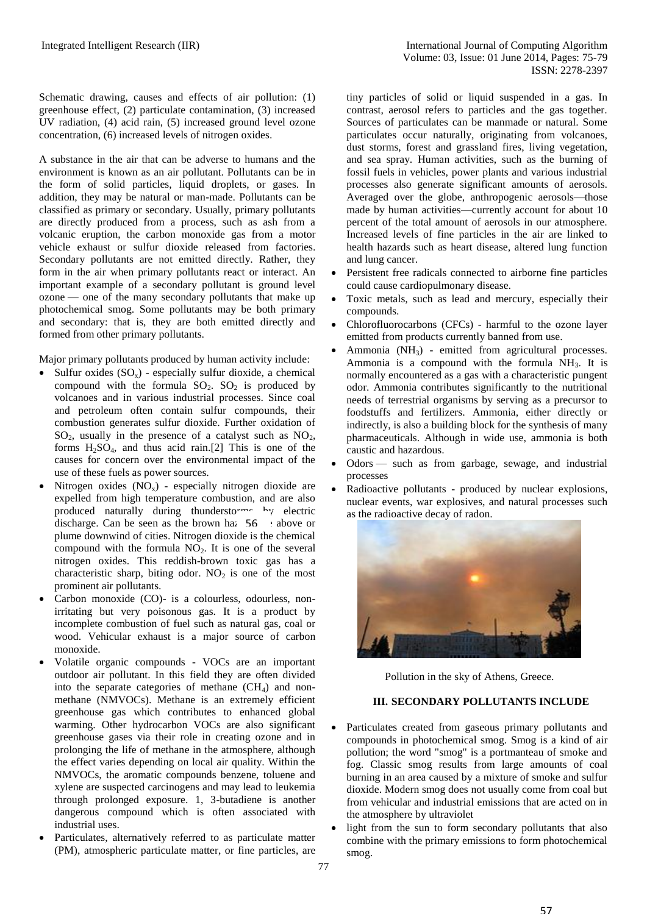Schematic drawing, causes and effects of air pollution: (1) greenhouse effect, (2) particulate contamination, (3) increased UV radiation, (4) acid rain, (5) increased ground level ozone concentration, (6) increased levels of nitrogen oxides.

A substance in the air that can be adverse to humans and the environment is known as an air pollutant. Pollutants can be in the form of solid particles, liquid droplets, or gases. In addition, they may be natural or man-made. Pollutants can be classified as primary or secondary. Usually, primary pollutants are directly produced from a process, such as ash from a volcanic eruption, the carbon monoxide gas from a motor vehicle exhaust or sulfur dioxide released from factories. Secondary pollutants are not emitted directly. Rather, they form in the air when primary pollutants react or interact. An important example of a secondary pollutant is ground level ozone — one of the many secondary pollutants that make up photochemical smog. Some pollutants may be both primary and secondary: that is, they are both emitted directly and formed from other primary pollutants.

Major primary pollutants produced by human activity include:

- Sulfur oxides ($SO_x$) - especially sulfur dioxide, a chemical compound with the formula $SO_2$. $SO_2$ is produced by volcanoes and in various industrial processes. Since coal and petroleum often contain sulfur compounds, their combustion generates sulfur dioxide. Further oxidation of $SO_2$, usually in the presence of a catalyst such as $NO_2$, forms $H_2SO_4$, and thus acid rain.[2] This is one of the causes for concern over the environmental impact of the use of these fuels as power sources.
- Nitrogen oxides ($NO_x$) - especially nitrogen dioxide are expelled from high temperature combustion, and are also produced naturally during thunderstorms by electric discharge. Can be seen as the brown haze above or plume downwind of cities. Nitrogen dioxide is the chemical compound with the formula $NO_2$. It is one of the several nitrogen oxides. This reddish-brown toxic gas has a characteristic sharp, biting odor. $NO_2$ is one of the most prominent air pollutants.
- Carbon monoxide (CO)- is a colourless, odourless, non-irritating but very poisonous gas. It is a product by incomplete combustion of fuel such as natural gas, coal or wood. Vehicular exhaust is a major source of carbon monoxide.
- Volatile organic compounds - VOCs are an important outdoor air pollutant. In this field they are often divided into the separate categories of methane ($CH_4$) and non-methane (NMVOCs). Methane is an extremely efficient greenhouse gas which contributes to enhanced global warming. Other hydrocarbon VOCs are also significant greenhouse gases via their role in creating ozone and in prolonging the life of methane in the atmosphere, although the effect varies depending on local air quality. Within the NMVOCs, the aromatic compounds benzene, toluene and xylene are suspected carcinogens and may lead to leukemia through prolonged exposure. 1, 3-butadiene is another dangerous compound which is often associated with industrial uses.
- Particulates, alternatively referred to as particulate matter (PM), atmospheric particulate matter, or fine particles, are tiny particles of solid or liquid suspended in a gas. In contrast, aerosol refers to particles and the gas together. Sources of particulates can be manmade or natural. Some particulates occur naturally, originating from volcanoes, dust storms, forest and grassland fires, living vegetation, and sea spray. Human activities, such as the burning of fossil fuels in vehicles, power plants and various industrial processes also generate significant amounts of aerosols. Averaged over the globe, anthropogenic aerosols—those made by human activities—currently account for about 10 percent of the total amount of aerosols in our atmosphere. Increased levels of fine particles in the air are linked to health hazards such as heart disease, altered lung function and lung cancer.
- Persistent free radicals connected to airborne fine particles could cause cardiopulmonary disease.
- Toxic metals, such as lead and mercury, especially their compounds.
- Chlorofluorocarbons (CFCs) - harmful to the ozone layer emitted from products currently banned from use.
- Ammonia ($NH_3$) - emitted from agricultural processes. Ammonia is a compound with the formula $NH_3$. It is normally encountered as a gas with a characteristic pungent odor. Ammonia contributes significantly to the nutritional needs of terrestrial organisms by serving as a precursor to foodstuffs and fertilizers. Ammonia, either directly or indirectly, is also a building block for the synthesis of many pharmaceuticals. Although in wide use, ammonia is both caustic and hazardous.
- Odors — such as from garbage, sewage, and industrial processes
- Radioactive pollutants - produced by nuclear explosions, nuclear events, war explosives, and natural processes such as the radioactive decay of radon.

Pollution in the sky of Athens, Greece.

## III. SECONDARY POLLUTANTS INCLUDE

- Particulates created from gaseous primary pollutants and compounds in photochemical smog. Smog is a kind of air pollution; the word "smog" is a portmanteau of smoke and fog. Classic smog results from large amounts of coal burning in an area caused by a mixture of smoke and sulfur dioxide. Modern smog does not usually come from coal but from vehicular and industrial emissions that are acted on in the atmosphere by ultraviolet
- light from the sun to form secondary pollutants that also combine with the primary emissions to form photochemical smog.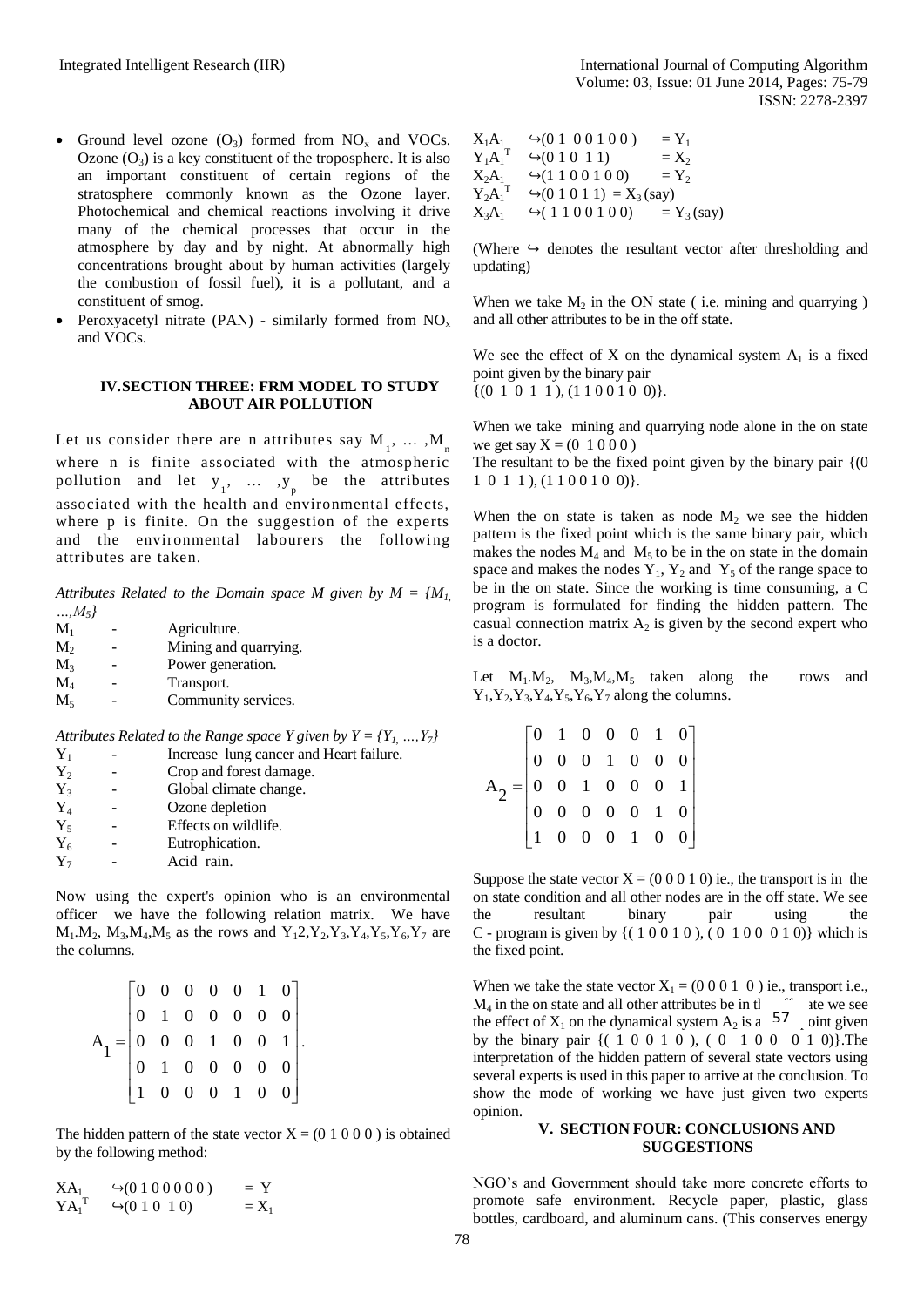- Ground level ozone ($O_3$) formed from $NO_x$ and VOCs. Ozone ($O_3$) is a key constituent of the troposphere. It is also an important constituent of certain regions of the stratosphere commonly known as the Ozone layer. Photochemical and chemical reactions involving it drive many of the chemical processes that occur in the atmosphere by day and by night. At abnormally high concentrations brought about by human activities (largely the combustion of fossil fuel), it is a pollutant, and a constituent of smog.
- Peroxyacetyl nitrate (PAN) - similarly formed from $NO_x$ and VOCs.

## IV. SECTION THREE: FRM MODEL TO STUDY ABOUT AIR POLLUTION

Let us consider there are n attributes say $M_1, \ldots, M_n$ where n is finite associated with the atmospheric pollution and let $y_1, \ldots, y_p$ be the attributes associated with the health and environmental effects, where p is finite. On the suggestion of the experts and the environmental labourers the following attributes are taken.

*Attributes Related to the Domain space M given by $M = \{M_1, \ldots, M_5\}$*

$M_1$ - Agriculture.
$M_2$ - Mining and quarrying.
$M_3$ - Power generation.
$M_4$ - Transport.
$M_5$ - Community services.

*Attributes Related to the Range space Y given by $Y = \{Y_1, \ldots, Y_7\}$*

$Y_1$ - Increase lung cancer and Heart failure.
$Y_2$ - Crop and forest damage.
$Y_3$ - Global climate change.
$Y_4$ - Ozone depletion
$Y_5$ - Effects on wildlife.
$Y_6$ - Eutrophication.
$Y_7$ - Acid rain.

Now using the expert's opinion who is an environmental officer we have the following relation matrix. We have $M_1.M_2$, $M_3$,$M_4$,$M_5$ as the rows and $Y_12$,$Y_2$,$Y_3$,$Y_4$,$Y_5$,$Y_6$,$Y_7$ are the columns.

$$A_1 = \begin{bmatrix} 0 & 0 & 0 & 0 & 0 & 1 & 0 \\ 0 & 1 & 0 & 0 & 0 & 0 & 0 \\ 0 & 0 & 0 & 1 & 0 & 0 & 1 \\ 0 & 1 & 0 & 0 & 0 & 0 & 0 \\ 1 & 0 & 0 & 0 & 1 & 0 & 0 \end{bmatrix}.$$

The hidden pattern of the state vector $X = (0\ 1\ 0\ 0\ 0)$ is obtained by the following method:

$XA_1 \hookrightarrow (0\ 1\ 0\ 0\ 0\ 0\ 0) = Y$
$YA_1^T \hookrightarrow (0\ 1\ 0\ 1\ 0) = X_1$
$X_1A_1 \hookrightarrow (0\ 1\ 0\ 0\ 1\ 0\ 0) = Y_1$
$Y_1A_1^T \hookrightarrow (0\ 1\ 0\ 1\ 1) = X_2$
$X_2A_1 \hookrightarrow (1\ 1\ 0\ 0\ 1\ 0\ 0) = Y_2$
$Y_2A_1^T \hookrightarrow (0\ 1\ 0\ 1\ 1) = X_3$ (say)
$X_3A_1 \hookrightarrow (1\ 1\ 0\ 0\ 1\ 0\ 0) = Y_3$ (say)

(Where $\hookrightarrow$ denotes the resultant vector after thresholding and updating)

When we take $M_2$ in the ON state ( i.e. mining and quarrying ) and all other attributes to be in the off state.

We see the effect of X on the dynamical system $A_1$ is a fixed point given by the binary pair $\{(0\ 1\ 0\ 1\ 1), (1\ 1\ 0\ 0\ 1\ 0\ 0)\}$.

When we take mining and quarrying node alone in the on state we get say $X = (0\ 1\ 0\ 0\ 0)$
The resultant to be the fixed point given by the binary pair $\{(0\ 1\ 0\ 1\ 1), (1\ 1\ 0\ 0\ 1\ 0\ 0)\}$.

When the on state is taken as node $M_2$ we see the hidden pattern is the fixed point which is the same binary pair, which makes the nodes $M_4$ and $M_5$ to be in the on state in the domain space and makes the nodes $Y_1$, $Y_2$ and $Y_5$ of the range space to be in the on state. Since the working is time consuming, a C program is formulated for finding the hidden pattern. The casual connection matrix $A_2$ is given by the second expert who is a doctor.

Let $M_1.M_2$, $M_3$,$M_4$,$M_5$ taken along the rows and $Y_1$,$Y_2$,$Y_3$,$Y_4$,$Y_5$,$Y_6$,$Y_7$ along the columns.

$$A_2 = \begin{bmatrix} 0 & 1 & 0 & 0 & 0 & 1 & 0 \\ 0 & 0 & 0 & 1 & 0 & 0 & 0 \\ 0 & 0 & 1 & 0 & 0 & 0 & 1 \\ 0 & 0 & 0 & 0 & 0 & 1 & 0 \\ 1 & 0 & 0 & 0 & 1 & 0 & 0 \end{bmatrix}$$

Suppose the state vector $X = (0\ 0\ 0\ 1\ 0)$ ie., the transport is in the on state condition and all other nodes are in the off state. We see the resultant binary pair using the C - program is given by $\{(1\ 0\ 0\ 1\ 0), (0\ 1\ 0\ 0\ 0\ 1\ 0)\}$ which is the fixed point.

When we take the state vector $X_1 = (0\ 0\ 0\ 1\ 0)$ ie., transport i.e., $M_4$ in the on state and all other attributes be in the off state we see the effect of $X_1$ on the dynamical system $A_2$ is a fixed point given by the binary pair $\{(1\ 0\ 0\ 1\ 0), (0\ 1\ 0\ 0\ 0\ 1\ 0)\}$. The interpretation of the hidden pattern of several state vectors using several experts is used in this paper to arrive at the conclusion. To show the mode of working we have just given two experts opinion.

## V. SECTION FOUR: CONCLUSIONS AND SUGGESTIONS

NGO's and Government should take more concrete efforts to promote safe environment. Recycle paper, plastic, glass bottles, cardboard, and aluminum cans. (This conserves energy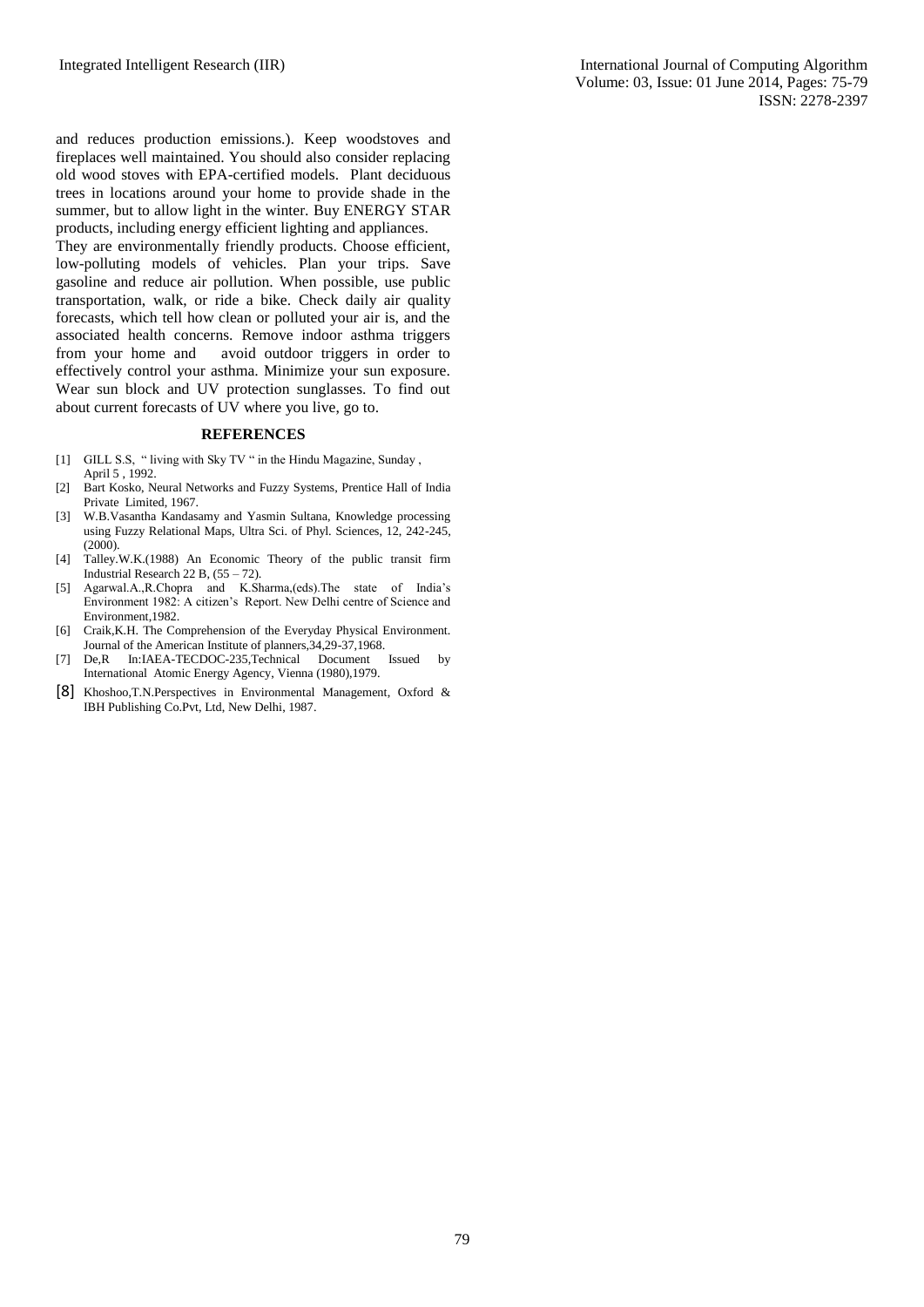and reduces production emissions.). Keep woodstoves and fireplaces well maintained. You should also consider replacing old wood stoves with EPA-certified models. Plant deciduous trees in locations around your home to provide shade in the summer, but to allow light in the winter. Buy ENERGY STAR products, including energy efficient lighting and appliances.

They are environmentally friendly products. Choose efficient, low-polluting models of vehicles. Plan your trips. Save gasoline and reduce air pollution. When possible, use public transportation, walk, or ride a bike. Check daily air quality forecasts, which tell how clean or polluted your air is, and the associated health concerns. Remove indoor asthma triggers from your home and avoid outdoor triggers in order to effectively control your asthma. Minimize your sun exposure. Wear sun block and UV protection sunglasses. To find out about current forecasts of UV where you live, go to.

## REFERENCES

[1] GILL S.S, " living with Sky TV " in the Hindu Magazine, Sunday , April 5 , 1992.

[2] Bart Kosko, Neural Networks and Fuzzy Systems, Prentice Hall of India Private Limited, 1967.

[3] W.B.Vasantha Kandasamy and Yasmin Sultana, Knowledge processing using Fuzzy Relational Maps, Ultra Sci. of Phyl. Sciences, 12, 242-245, (2000).

[4] Talley.W.K.(1988) An Economic Theory of the public transit firm Industrial Research 22 B, (55 – 72).

[5] Agarwal.A.,R.Chopra and K.Sharma,(eds).The state of India's Environment 1982: A citizen's Report. New Delhi centre of Science and Environment,1982.

[6] Craik,K.H. The Comprehension of the Everyday Physical Environment. Journal of the American Institute of planners,34,29-37,1968.

[7] De,R In:IAEA-TECDOC-235,Technical Document Issued by International Atomic Energy Agency, Vienna (1980),1979.

[8] Khoshoo,T.N.Perspectives in Environmental Management, Oxford & IBH Publishing Co.Pvt, Ltd, New Delhi, 1987.